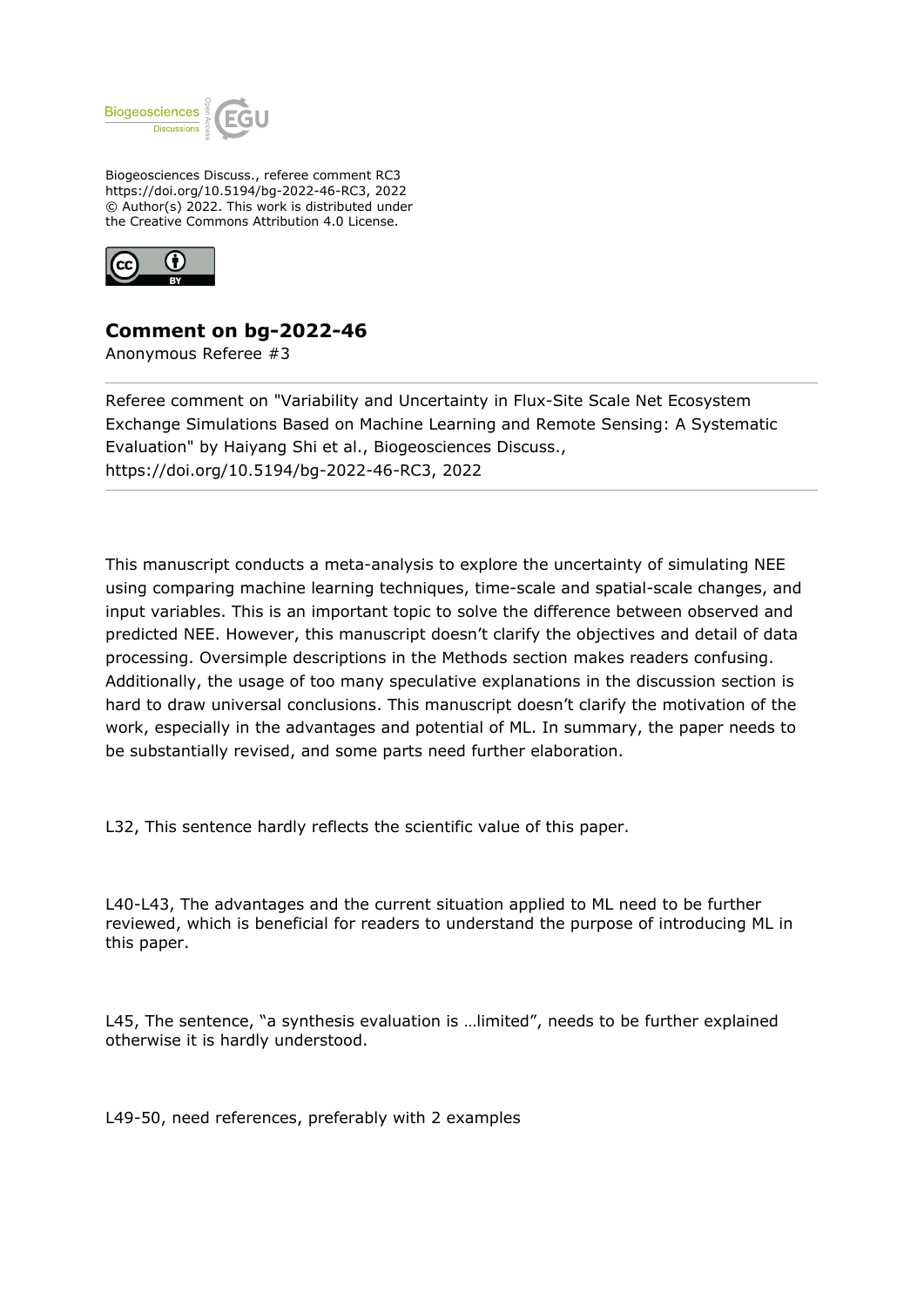Biogeosciences Discuss., referee comment RC3
https://doi.org/10.5194/bg-2022-46-RC3, 2022
© Author(s) 2022. This work is distributed under
the Creative Commons Attribution 4.0 License.

# Comment on bg-2022-46

Anonymous Referee #3

Referee comment on "Variability and Uncertainty in Flux-Site Scale Net Ecosystem Exchange Simulations Based on Machine Learning and Remote Sensing: A Systematic Evaluation" by Haiyang Shi et al., Biogeosciences Discuss., https://doi.org/10.5194/bg-2022-46-RC3, 2022

This manuscript conducts a meta-analysis to explore the uncertainty of simulating NEE using comparing machine learning techniques, time-scale and spatial-scale changes, and input variables. This is an important topic to solve the difference between observed and predicted NEE. However, this manuscript doesn't clarify the objectives and detail of data processing. Oversimple descriptions in the Methods section makes readers confusing. Additionally, the usage of too many speculative explanations in the discussion section is hard to draw universal conclusions. This manuscript doesn't clarify the motivation of the work, especially in the advantages and potential of ML. In summary, the paper needs to be substantially revised, and some parts need further elaboration.

L32, This sentence hardly reflects the scientific value of this paper.

L40-L43, The advantages and the current situation applied to ML need to be further reviewed, which is beneficial for readers to understand the purpose of introducing ML in this paper.

L45, The sentence, "a synthesis evaluation is …limited", needs to be further explained otherwise it is hardly understood.

L49-50, need references, preferably with 2 examples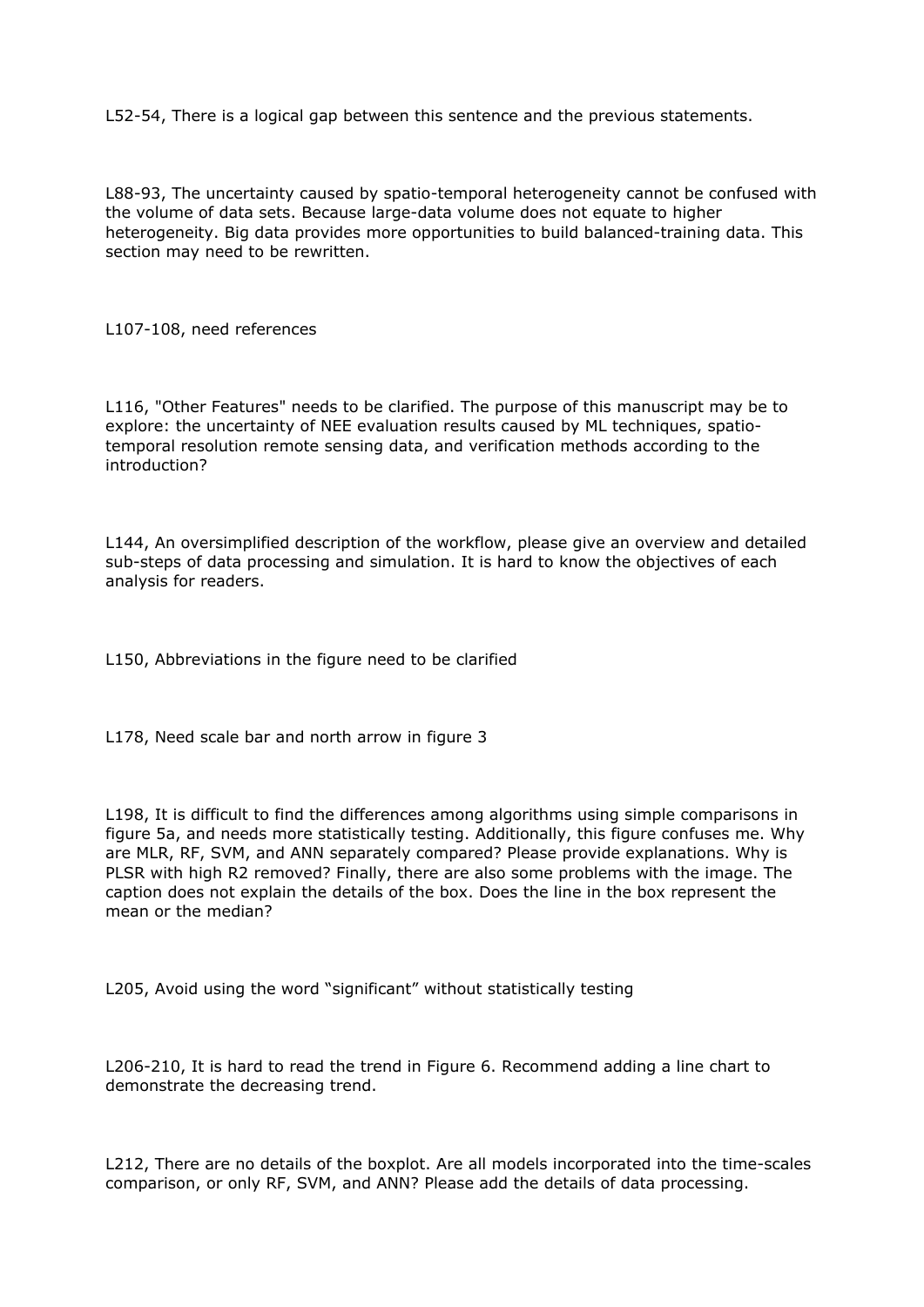L52-54, There is a logical gap between this sentence and the previous statements.

L88-93, The uncertainty caused by spatio-temporal heterogeneity cannot be confused with the volume of data sets. Because large-data volume does not equate to higher heterogeneity. Big data provides more opportunities to build balanced-training data. This section may need to be rewritten.

L107-108, need references

L116, "Other Features" needs to be clarified. The purpose of this manuscript may be to explore: the uncertainty of NEE evaluation results caused by ML techniques, spatio-temporal resolution remote sensing data, and verification methods according to the introduction?

L144, An oversimplified description of the workflow, please give an overview and detailed sub-steps of data processing and simulation. It is hard to know the objectives of each analysis for readers.

L150, Abbreviations in the figure need to be clarified

L178, Need scale bar and north arrow in figure 3

L198, It is difficult to find the differences among algorithms using simple comparisons in figure 5a, and needs more statistically testing. Additionally, this figure confuses me. Why are MLR, RF, SVM, and ANN separately compared? Please provide explanations. Why is PLSR with high R2 removed? Finally, there are also some problems with the image. The caption does not explain the details of the box. Does the line in the box represent the mean or the median?

L205, Avoid using the word “significant” without statistically testing

L206-210, It is hard to read the trend in Figure 6. Recommend adding a line chart to demonstrate the decreasing trend.

L212, There are no details of the boxplot. Are all models incorporated into the time-scales comparison, or only RF, SVM, and ANN? Please add the details of data processing.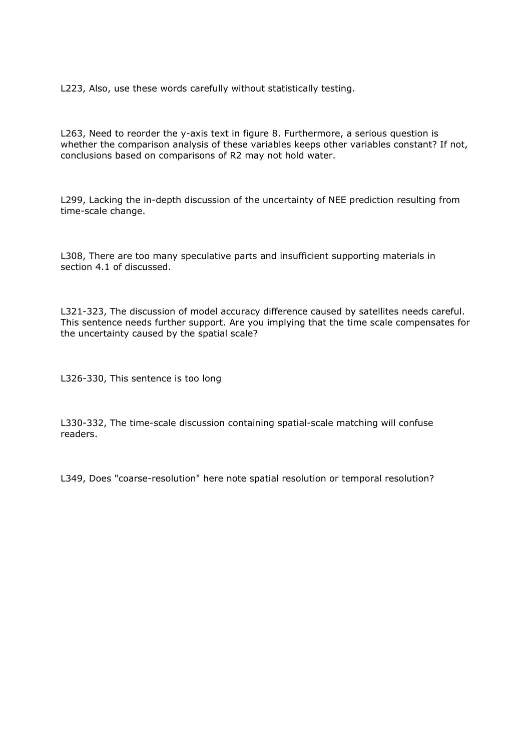L223, Also, use these words carefully without statistically testing.

L263, Need to reorder the y-axis text in figure 8. Furthermore, a serious question is whether the comparison analysis of these variables keeps other variables constant? If not, conclusions based on comparisons of $R^2$ may not hold water.

L299, Lacking the in-depth discussion of the uncertainty of NEE prediction resulting from time-scale change.

L308, There are too many speculative parts and insufficient supporting materials in section 4.1 of discussed.

L321-323, The discussion of model accuracy difference caused by satellites needs careful. This sentence needs further support. Are you implying that the time scale compensates for the uncertainty caused by the spatial scale?

L326-330, This sentence is too long

L330-332, The time-scale discussion containing spatial-scale matching will confuse readers.

L349, Does "coarse-resolution" here note spatial resolution or temporal resolution?